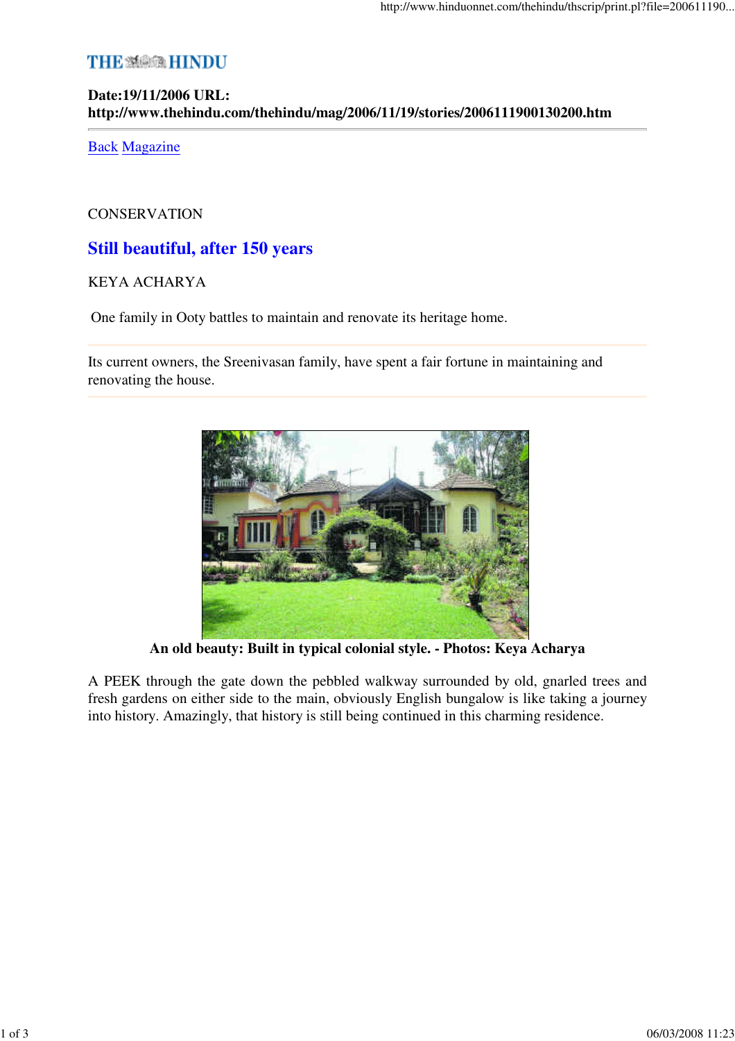THE HINDU

**Date:19/11/2006 URL: http://www.thehindu.com/thehindu/mag/2006/11/19/stories/2006111900130200.htm**

---

Back Magazine

CONSERVATION

## Still beautiful, after 150 years

KEYA ACHARYA

One family in Ooty battles to maintain and renovate its heritage home.

---

Its current owners, the Sreenivasan family, have spent a fair fortune in maintaining and renovating the house.

---

**An old beauty: Built in typical colonial style. - Photos: Keya Acharya**

A PEEK through the gate down the pebbled walkway surrounded by old, gnarled trees and fresh gardens on either side to the main, obviously English bungalow is like taking a journey into history. Amazingly, that history is still being continued in this charming residence.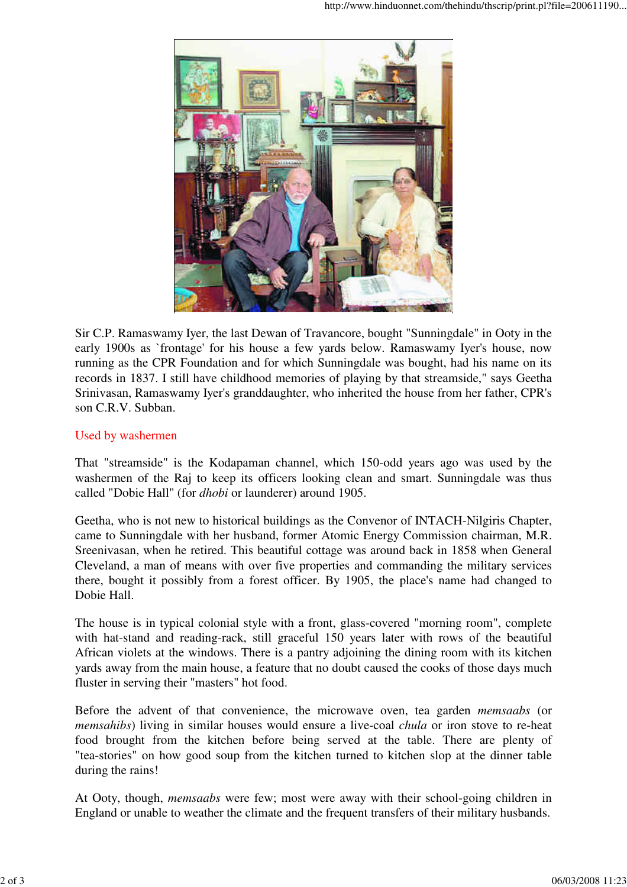Sir C.P. Ramaswamy Iyer, the last Dewan of Travancore, bought "Sunningdale" in Ooty in the early 1900s as `frontage' for his house a few yards below. Ramaswamy Iyer's house, now running as the CPR Foundation and for which Sunningdale was bought, had his name on its records in 1837. I still have childhood memories of playing by that streamside," says Geetha Srinivasan, Ramaswamy Iyer's granddaughter, who inherited the house from her father, CPR's son C.R.V. Subban.

## Used by washermen

That "streamside" is the Kodapaman channel, which 150-odd years ago was used by the washermen of the Raj to keep its officers looking clean and smart. Sunningdale was thus called "Dobie Hall" (for *dhobi* or launderer) around 1905.

Geetha, who is not new to historical buildings as the Convenor of INTACH-Nilgiris Chapter, came to Sunningdale with her husband, former Atomic Energy Commission chairman, M.R. Sreenivasan, when he retired. This beautiful cottage was around back in 1858 when General Cleveland, a man of means with over five properties and commanding the military services there, bought it possibly from a forest officer. By 1905, the place's name had changed to Dobie Hall.

The house is in typical colonial style with a front, glass-covered "morning room", complete with hat-stand and reading-rack, still graceful 150 years later with rows of the beautiful African violets at the windows. There is a pantry adjoining the dining room with its kitchen yards away from the main house, a feature that no doubt caused the cooks of those days much fluster in serving their "masters" hot food.

Before the advent of that convenience, the microwave oven, tea garden *memsaabs* (or *memsahibs*) living in similar houses would ensure a live-coal *chula* or iron stove to re-heat food brought from the kitchen before being served at the table. There are plenty of "tea-stories" on how good soup from the kitchen turned to kitchen slop at the dinner table during the rains!

At Ooty, though, *memsaabs* were few; most were away with their school-going children in England or unable to weather the climate and the frequent transfers of their military husbands.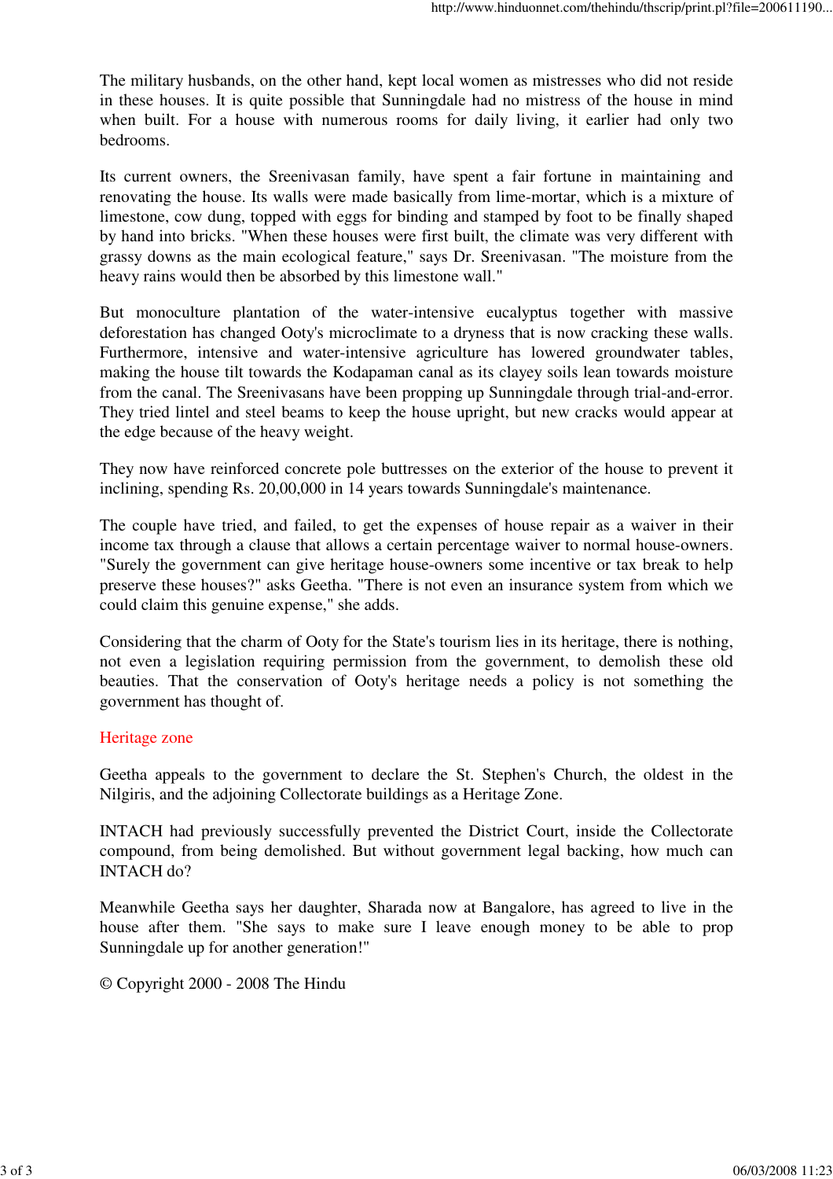The military husbands, on the other hand, kept local women as mistresses who did not reside in these houses. It is quite possible that Sunningdale had no mistress of the house in mind when built. For a house with numerous rooms for daily living, it earlier had only two bedrooms.

Its current owners, the Sreenivasan family, have spent a fair fortune in maintaining and renovating the house. Its walls were made basically from lime-mortar, which is a mixture of limestone, cow dung, topped with eggs for binding and stamped by foot to be finally shaped by hand into bricks. "When these houses were first built, the climate was very different with grassy downs as the main ecological feature," says Dr. Sreenivasan. "The moisture from the heavy rains would then be absorbed by this limestone wall."

But monoculture plantation of the water-intensive eucalyptus together with massive deforestation has changed Ooty's microclimate to a dryness that is now cracking these walls. Furthermore, intensive and water-intensive agriculture has lowered groundwater tables, making the house tilt towards the Kodapaman canal as its clayey soils lean towards moisture from the canal. The Sreenivasans have been propping up Sunningdale through trial-and-error. They tried lintel and steel beams to keep the house upright, but new cracks would appear at the edge because of the heavy weight.

They now have reinforced concrete pole buttresses on the exterior of the house to prevent it inclining, spending Rs. 20,00,000 in 14 years towards Sunningdale's maintenance.

The couple have tried, and failed, to get the expenses of house repair as a waiver in their income tax through a clause that allows a certain percentage waiver to normal house-owners. "Surely the government can give heritage house-owners some incentive or tax break to help preserve these houses?" asks Geetha. "There is not even an insurance system from which we could claim this genuine expense," she adds.

Considering that the charm of Ooty for the State's tourism lies in its heritage, there is nothing, not even a legislation requiring permission from the government, to demolish these old beauties. That the conservation of Ooty's heritage needs a policy is not something the government has thought of.

## Heritage zone

Geetha appeals to the government to declare the St. Stephen's Church, the oldest in the Nilgiris, and the adjoining Collectorate buildings as a Heritage Zone.

INTACH had previously successfully prevented the District Court, inside the Collectorate compound, from being demolished. But without government legal backing, how much can INTACH do?

Meanwhile Geetha says her daughter, Sharada now at Bangalore, has agreed to live in the house after them. "She says to make sure I leave enough money to be able to prop Sunningdale up for another generation!"

© Copyright 2000 - 2008 The Hindu